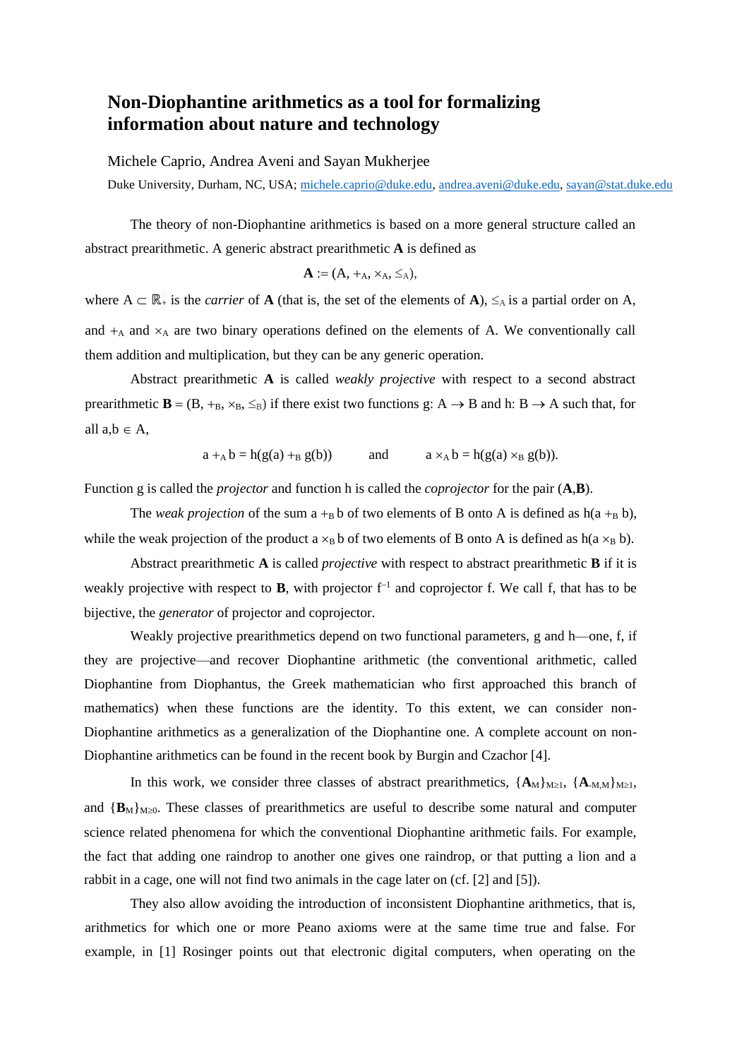# Non-Diophantine arithmetics as a tool for formalizing information about nature and technology

Michele Caprio, Andrea Aveni and Sayan Mukherjee

Duke University, Durham, NC, USA; michele.caprio@duke.edu, andrea.aveni@duke.edu, sayan@stat.duke.edu

The theory of non-Diophantine arithmetics is based on a more general structure called an abstract prearithmetic. A generic abstract prearithmetic **A** is defined as

$$\mathbf{A} := (A, +_A, \times_A, \leq_A),$$

where $A \subset \mathbb{R}_+$ is the *carrier* of **A** (that is, the set of the elements of **A**), $\leq_A$ is a partial order on A, and $+_A$ and $\times_A$ are two binary operations defined on the elements of A. We conventionally call them addition and multiplication, but they can be any generic operation.

Abstract prearithmetic **A** is called *weakly projective* with respect to a second abstract prearithmetic $\mathbf{B} = (B, +_B, \times_B, \leq_B)$ if there exist two functions $g: A \to B$ and $h: B \to A$ such that, for all $a,b \in A$,

$$a +_A b = h(g(a) +_B g(b)) \qquad \text{and} \qquad a \times_A b = h(g(a) \times_B g(b)).$$

Function g is called the *projector* and function h is called the *coprojector* for the pair (**A**,**B**).

The *weak projection* of the sum $a +_B b$ of two elements of B onto A is defined as $h(a +_B b)$, while the weak projection of the product $a \times_B b$ of two elements of B onto A is defined as $h(a \times_B b)$.

Abstract prearithmetic **A** is called *projective* with respect to abstract prearithmetic **B** if it is weakly projective with respect to **B**, with projector $f^{-1}$ and coprojector f. We call f, that has to be bijective, the *generator* of projector and coprojector.

Weakly projective prearithmetics depend on two functional parameters, g and h—one, f, if they are projective—and recover Diophantine arithmetic (the conventional arithmetic, called Diophantine from Diophantus, the Greek mathematician who first approached this branch of mathematics) when these functions are the identity. To this extent, we can consider non-Diophantine arithmetics as a generalization of the Diophantine one. A complete account on non-Diophantine arithmetics can be found in the recent book by Burgin and Czachor [4].

In this work, we consider three classes of abstract prearithmetics, $\{\mathbf{A}_M\}_{M\geq 1}$, $\{\mathbf{A}_{-M,M}\}_{M\geq 1}$, and $\{\mathbf{B}_M\}_{M\geq 0}$. These classes of prearithmetics are useful to describe some natural and computer science related phenomena for which the conventional Diophantine arithmetic fails. For example, the fact that adding one raindrop to another one gives one raindrop, or that putting a lion and a rabbit in a cage, one will not find two animals in the cage later on (cf. [2] and [5]).

They also allow avoiding the introduction of inconsistent Diophantine arithmetics, that is, arithmetics for which one or more Peano axioms were at the same time true and false. For example, in [1] Rosinger points out that electronic digital computers, when operating on the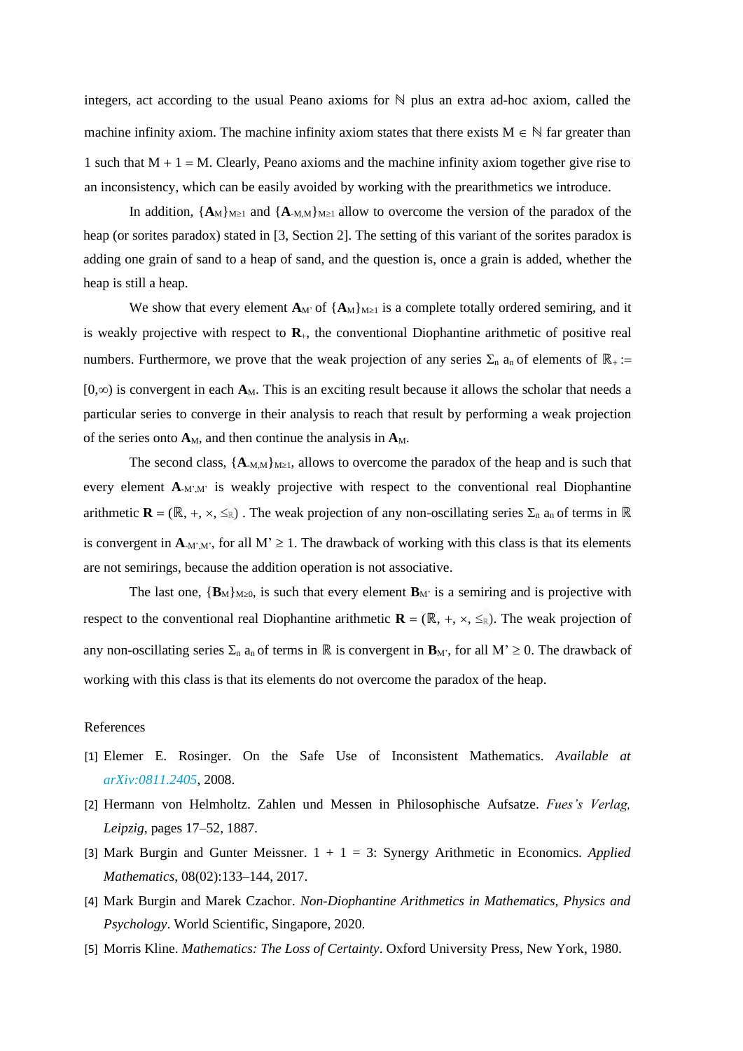integers, act according to the usual Peano axioms for $\mathbb{N}$ plus an extra ad-hoc axiom, called the machine infinity axiom. The machine infinity axiom states that there exists $M \in \mathbb{N}$ far greater than 1 such that $M + 1 = M$. Clearly, Peano axioms and the machine infinity axiom together give rise to an inconsistency, which can be easily avoided by working with the prearithmetics we introduce.

In addition, $\{\mathbf{A}_M\}_{M\geq 1}$ and $\{\mathbf{A}_{-M,M}\}_{M\geq 1}$ allow to overcome the version of the paradox of the heap (or sorites paradox) stated in [3, Section 2]. The setting of this variant of the sorites paradox is adding one grain of sand to a heap of sand, and the question is, once a grain is added, whether the heap is still a heap.

We show that every element $\mathbf{A}_{M'}$ of $\{\mathbf{A}_M\}_{M\geq 1}$ is a complete totally ordered semiring, and it is weakly projective with respect to $\mathbf{R}_+$, the conventional Diophantine arithmetic of positive real numbers. Furthermore, we prove that the weak projection of any series $\Sigma_n a_n$ of elements of $\mathbb{R}_+ := [0,\infty)$ is convergent in each $\mathbf{A}_M$. This is an exciting result because it allows the scholar that needs a particular series to converge in their analysis to reach that result by performing a weak projection of the series onto $\mathbf{A}_M$, and then continue the analysis in $\mathbf{A}_M$.

The second class, $\{\mathbf{A}_{-M,M}\}_{M\geq 1}$, allows to overcome the paradox of the heap and is such that every element $\mathbf{A}_{-M',M'}$ is weakly projective with respect to the conventional real Diophantine arithmetic $\mathbf{R} = (\mathbb{R}, +, \times, \leq_{\mathbb{R}})$ . The weak projection of any non-oscillating series $\Sigma_n a_n$ of terms in $\mathbb{R}$ is convergent in $\mathbf{A}_{-M',M'}$, for all $M' \geq 1$. The drawback of working with this class is that its elements are not semirings, because the addition operation is not associative.

The last one, $\{\mathbf{B}_M\}_{M\geq 0}$, is such that every element $\mathbf{B}_{M'}$ is a semiring and is projective with respect to the conventional real Diophantine arithmetic $\mathbf{R} = (\mathbb{R}, +, \times, \leq_{\mathbb{R}})$. The weak projection of any non-oscillating series $\Sigma_n a_n$ of terms in $\mathbb{R}$ is convergent in $\mathbf{B}_{M'}$, for all $M' \geq 0$. The drawback of working with this class is that its elements do not overcome the paradox of the heap.

References

[1] Elemer E. Rosinger. On the Safe Use of Inconsistent Mathematics. *Available at arXiv:0811.2405*, 2008.

[2] Hermann von Helmholtz. Zahlen und Messen in Philosophische Aufsatze. *Fues's Verlag, Leipzig*, pages 17–52, 1887.

[3] Mark Burgin and Gunter Meissner. 1 + 1 = 3: Synergy Arithmetic in Economics. *Applied Mathematics*, 08(02):133–144, 2017.

[4] Mark Burgin and Marek Czachor. *Non-Diophantine Arithmetics in Mathematics, Physics and Psychology*. World Scientific, Singapore, 2020.

[5] Morris Kline. *Mathematics: The Loss of Certainty*. Oxford University Press, New York, 1980.